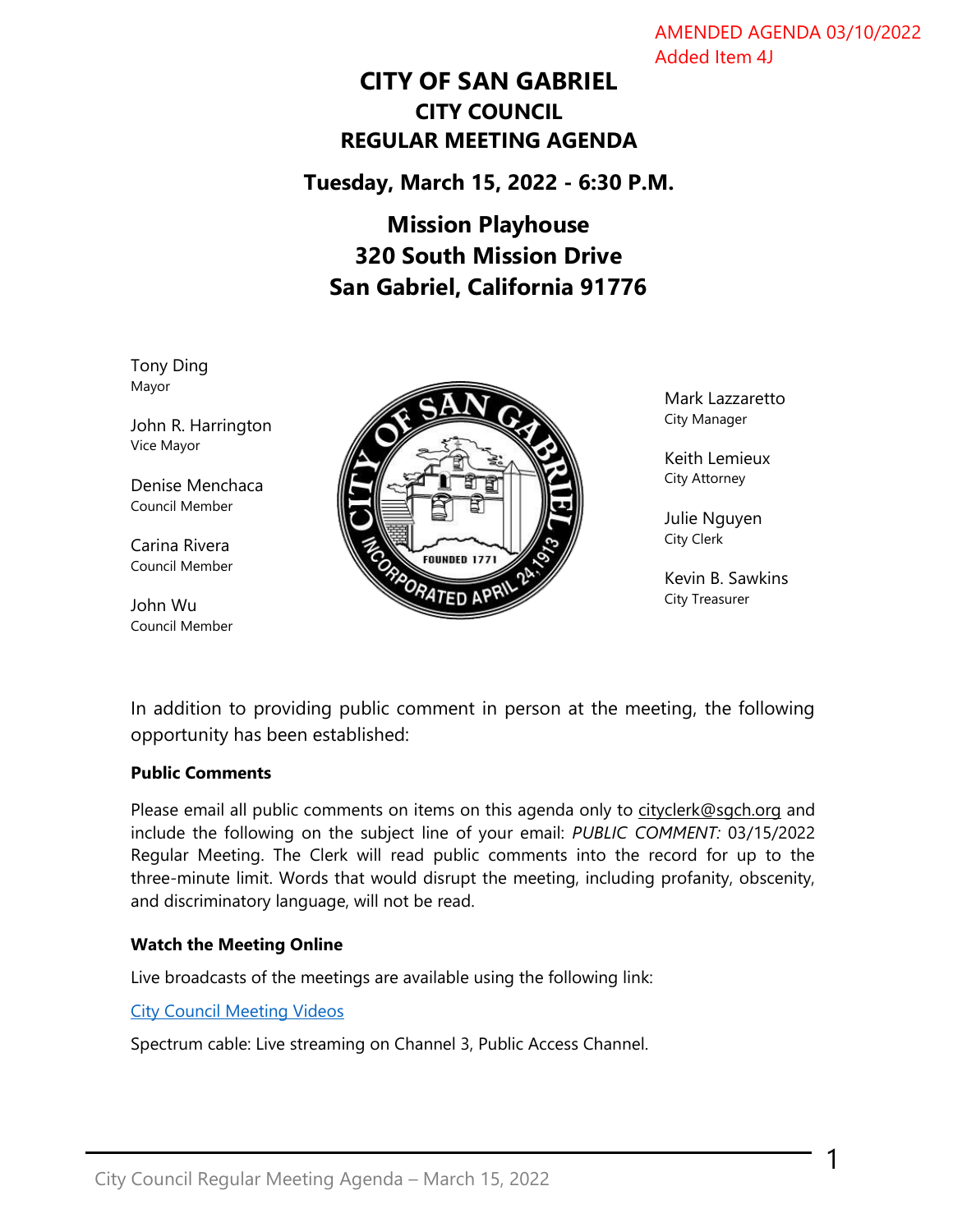AMENDED AGENDA 03/10/2022
Added Item 4J

# CITY OF SAN GABRIEL
## CITY COUNCIL
## REGULAR MEETING AGENDA

### Tuesday, March 15, 2022 - 6:30 P.M.

### Mission Playhouse
### 320 South Mission Drive
### San Gabriel, California 91776

Tony Ding
Mayor

John R. Harrington
Vice Mayor

Denise Menchaca
Council Member

Carina Rivera
Council Member

John Wu
Council Member

Mark Lazzaretto
City Manager

Keith Lemieux
City Attorney

Julie Nguyen
City Clerk

Kevin B. Sawkins
City Treasurer

In addition to providing public comment in person at the meeting, the following opportunity has been established:

**Public Comments**

Please email all public comments on items on this agenda only to cityclerk@sgch.org and include the following on the subject line of your email: *PUBLIC COMMENT:* 03/15/2022 Regular Meeting. The Clerk will read public comments into the record for up to the three-minute limit. Words that would disrupt the meeting, including profanity, obscenity, and discriminatory language, will not be read.

**Watch the Meeting Online**

Live broadcasts of the meetings are available using the following link:

City Council Meeting Videos

Spectrum cable: Live streaming on Channel 3, Public Access Channel.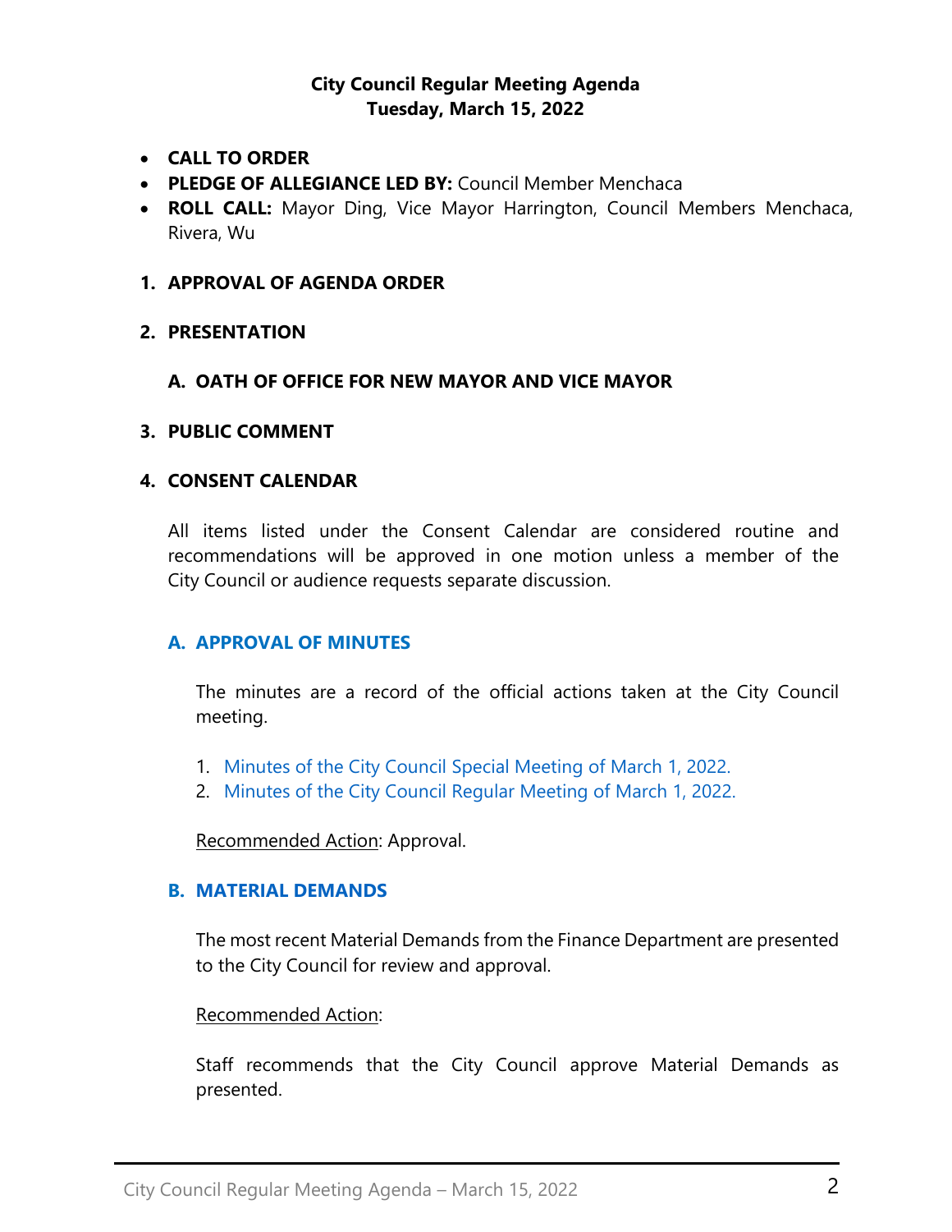# City Council Regular Meeting Agenda
## Tuesday, March 15, 2022

- **CALL TO ORDER**
- **PLEDGE OF ALLEGIANCE LED BY:** Council Member Menchaca
- **ROLL CALL:** Mayor Ding, Vice Mayor Harrington, Council Members Menchaca, Rivera, Wu

## 1. APPROVAL OF AGENDA ORDER

## 2. PRESENTATION

### A. OATH OF OFFICE FOR NEW MAYOR AND VICE MAYOR

## 3. PUBLIC COMMENT

## 4. CONSENT CALENDAR

All items listed under the Consent Calendar are considered routine and recommendations will be approved in one motion unless a member of the City Council or audience requests separate discussion.

### A. APPROVAL OF MINUTES

The minutes are a record of the official actions taken at the City Council meeting.

1. Minutes of the City Council Special Meeting of March 1, 2022.
2. Minutes of the City Council Regular Meeting of March 1, 2022.

Recommended Action: Approval.

### B. MATERIAL DEMANDS

The most recent Material Demands from the Finance Department are presented to the City Council for review and approval.

Recommended Action:

Staff recommends that the City Council approve Material Demands as presented.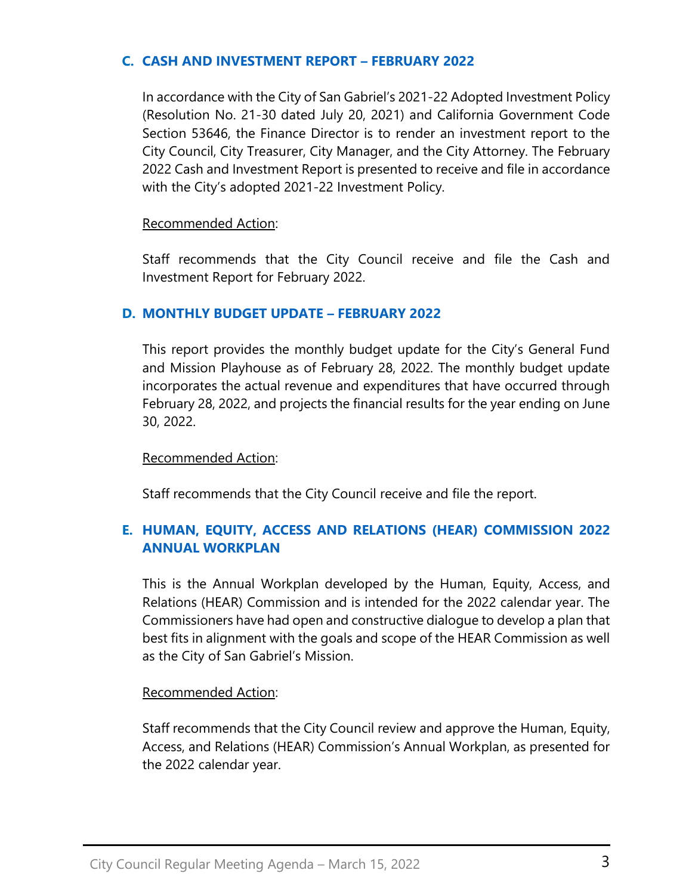### C. CASH AND INVESTMENT REPORT – FEBRUARY 2022

In accordance with the City of San Gabriel's 2021-22 Adopted Investment Policy (Resolution No. 21-30 dated July 20, 2021) and California Government Code Section 53646, the Finance Director is to render an investment report to the City Council, City Treasurer, City Manager, and the City Attorney. The February 2022 Cash and Investment Report is presented to receive and file in accordance with the City's adopted 2021-22 Investment Policy.

Recommended Action:

Staff recommends that the City Council receive and file the Cash and Investment Report for February 2022.

### D. MONTHLY BUDGET UPDATE – FEBRUARY 2022

This report provides the monthly budget update for the City's General Fund and Mission Playhouse as of February 28, 2022. The monthly budget update incorporates the actual revenue and expenditures that have occurred through February 28, 2022, and projects the financial results for the year ending on June 30, 2022.

Recommended Action:

Staff recommends that the City Council receive and file the report.

### E. HUMAN, EQUITY, ACCESS AND RELATIONS (HEAR) COMMISSION 2022 ANNUAL WORKPLAN

This is the Annual Workplan developed by the Human, Equity, Access, and Relations (HEAR) Commission and is intended for the 2022 calendar year. The Commissioners have had open and constructive dialogue to develop a plan that best fits in alignment with the goals and scope of the HEAR Commission as well as the City of San Gabriel's Mission.

Recommended Action:

Staff recommends that the City Council review and approve the Human, Equity, Access, and Relations (HEAR) Commission's Annual Workplan, as presented for the 2022 calendar year.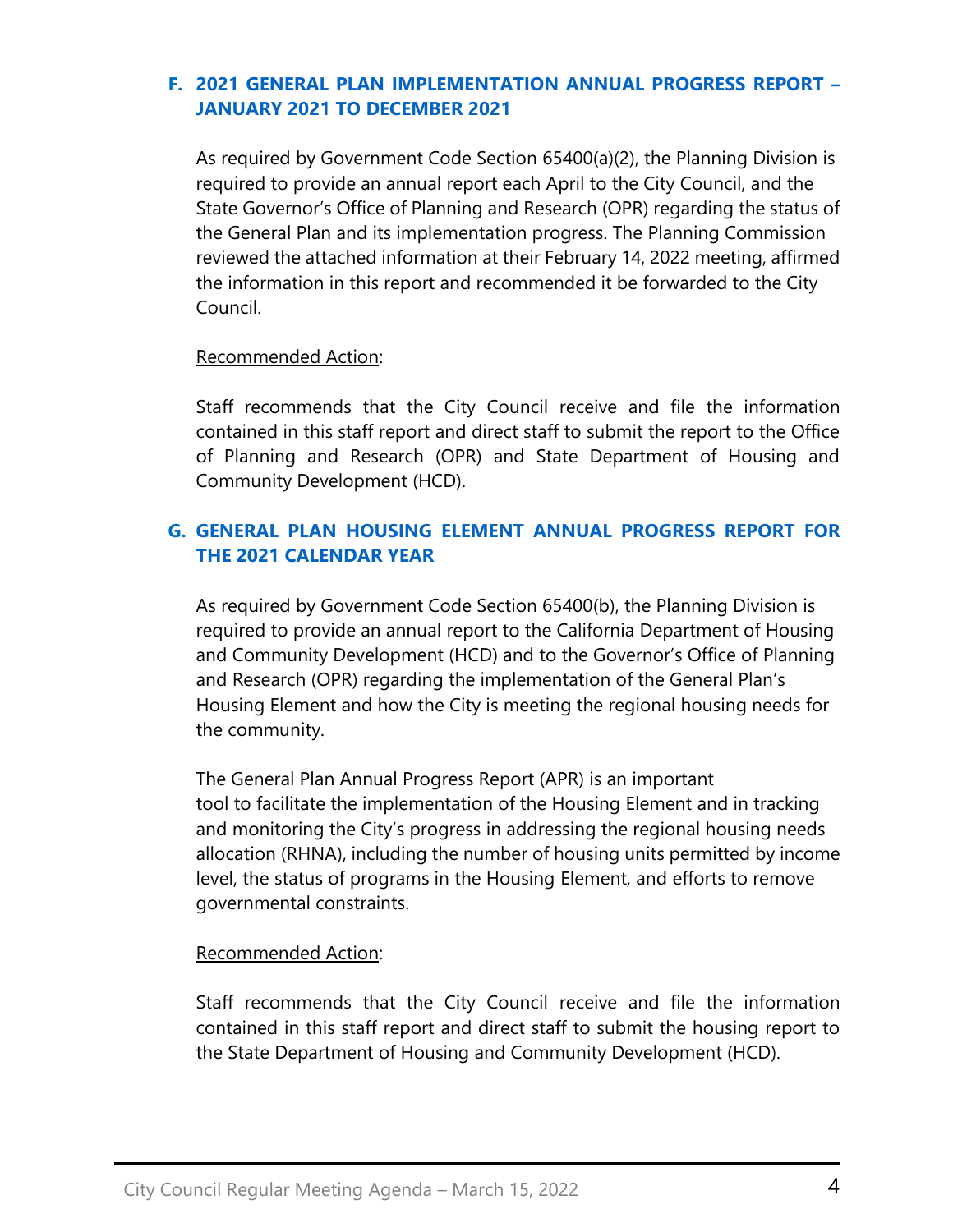### F. 2021 GENERAL PLAN IMPLEMENTATION ANNUAL PROGRESS REPORT – JANUARY 2021 TO DECEMBER 2021

As required by Government Code Section 65400(a)(2), the Planning Division is required to provide an annual report each April to the City Council, and the State Governor's Office of Planning and Research (OPR) regarding the status of the General Plan and its implementation progress. The Planning Commission reviewed the attached information at their February 14, 2022 meeting, affirmed the information in this report and recommended it be forwarded to the City Council.

<u>Recommended Action</u>:

Staff recommends that the City Council receive and file the information contained in this staff report and direct staff to submit the report to the Office of Planning and Research (OPR) and State Department of Housing and Community Development (HCD).

### G. GENERAL PLAN HOUSING ELEMENT ANNUAL PROGRESS REPORT FOR THE 2021 CALENDAR YEAR

As required by Government Code Section 65400(b), the Planning Division is required to provide an annual report to the California Department of Housing and Community Development (HCD) and to the Governor's Office of Planning and Research (OPR) regarding the implementation of the General Plan's Housing Element and how the City is meeting the regional housing needs for the community.

The General Plan Annual Progress Report (APR) is an important tool to facilitate the implementation of the Housing Element and in tracking and monitoring the City's progress in addressing the regional housing needs allocation (RHNA), including the number of housing units permitted by income level, the status of programs in the Housing Element, and efforts to remove governmental constraints.

<u>Recommended Action</u>:

Staff recommends that the City Council receive and file the information contained in this staff report and direct staff to submit the housing report to the State Department of Housing and Community Development (HCD).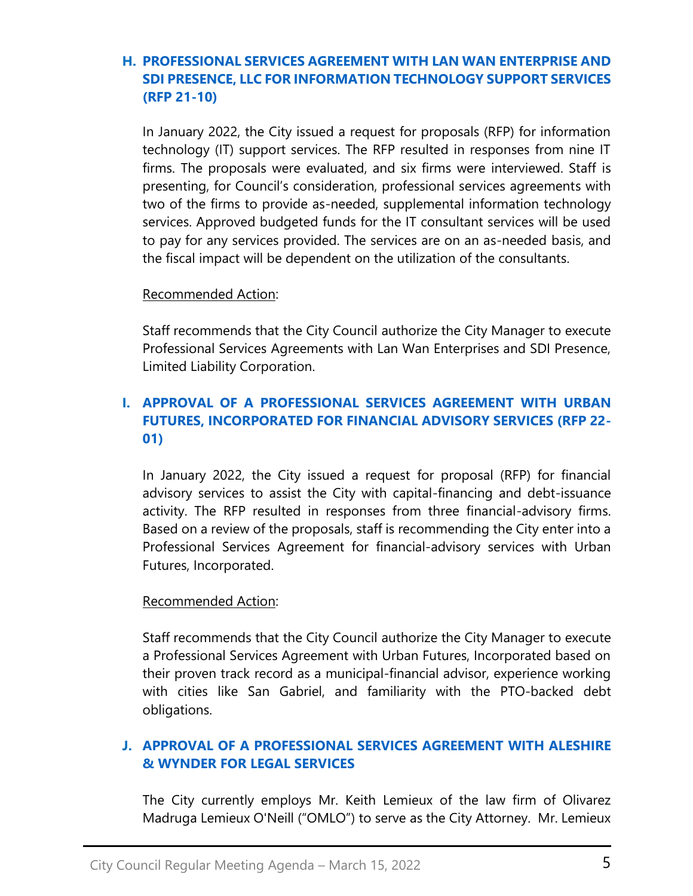### H. PROFESSIONAL SERVICES AGREEMENT WITH LAN WAN ENTERPRISE AND SDI PRESENCE, LLC FOR INFORMATION TECHNOLOGY SUPPORT SERVICES (RFP 21-10)

In January 2022, the City issued a request for proposals (RFP) for information technology (IT) support services. The RFP resulted in responses from nine IT firms. The proposals were evaluated, and six firms were interviewed. Staff is presenting, for Council's consideration, professional services agreements with two of the firms to provide as-needed, supplemental information technology services. Approved budgeted funds for the IT consultant services will be used to pay for any services provided. The services are on an as-needed basis, and the fiscal impact will be dependent on the utilization of the consultants.

Recommended Action:

Staff recommends that the City Council authorize the City Manager to execute Professional Services Agreements with Lan Wan Enterprises and SDI Presence, Limited Liability Corporation.

### I. APPROVAL OF A PROFESSIONAL SERVICES AGREEMENT WITH URBAN FUTURES, INCORPORATED FOR FINANCIAL ADVISORY SERVICES (RFP 22-01)

In January 2022, the City issued a request for proposal (RFP) for financial advisory services to assist the City with capital-financing and debt-issuance activity. The RFP resulted in responses from three financial-advisory firms. Based on a review of the proposals, staff is recommending the City enter into a Professional Services Agreement for financial-advisory services with Urban Futures, Incorporated.

Recommended Action:

Staff recommends that the City Council authorize the City Manager to execute a Professional Services Agreement with Urban Futures, Incorporated based on their proven track record as a municipal-financial advisor, experience working with cities like San Gabriel, and familiarity with the PTO-backed debt obligations.

### J. APPROVAL OF A PROFESSIONAL SERVICES AGREEMENT WITH ALESHIRE & WYNDER FOR LEGAL SERVICES

The City currently employs Mr. Keith Lemieux of the law firm of Olivarez Madruga Lemieux O'Neill ("OMLO") to serve as the City Attorney. Mr. Lemieux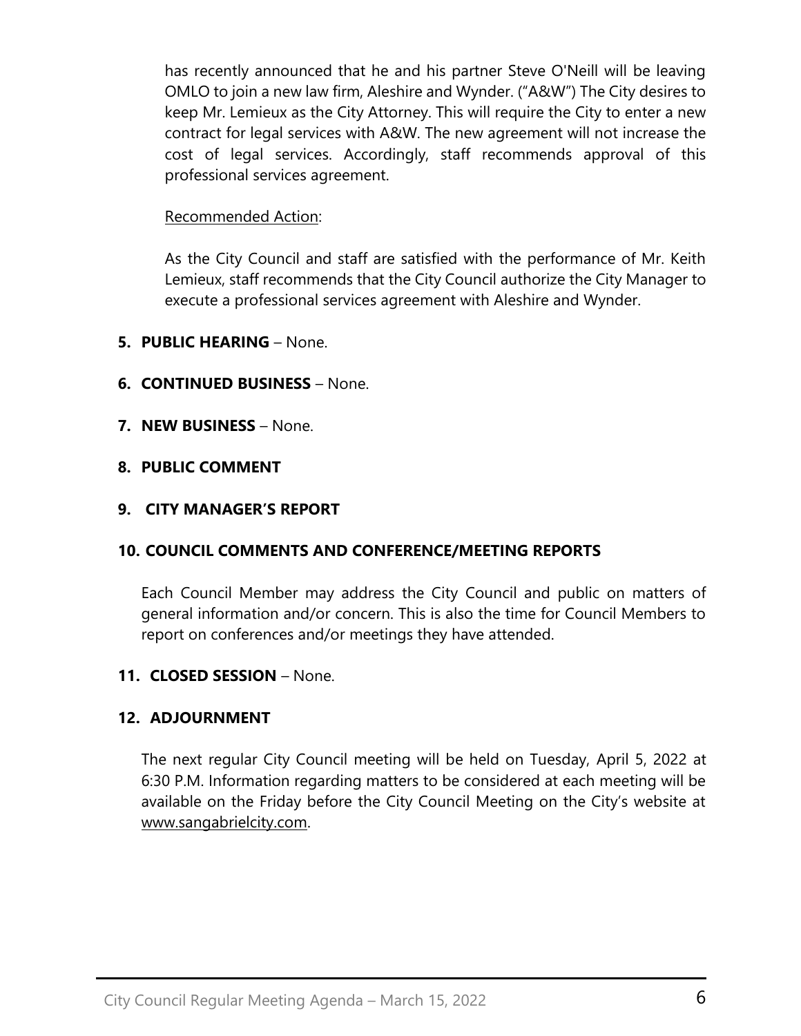has recently announced that he and his partner Steve O'Neill will be leaving OMLO to join a new law firm, Aleshire and Wynder. ("A&W") The City desires to keep Mr. Lemieux as the City Attorney. This will require the City to enter a new contract for legal services with A&W. The new agreement will not increase the cost of legal services. Accordingly, staff recommends approval of this professional services agreement.

Recommended Action:

As the City Council and staff are satisfied with the performance of Mr. Keith Lemieux, staff recommends that the City Council authorize the City Manager to execute a professional services agreement with Aleshire and Wynder.

**5. PUBLIC HEARING** – None.

**6. CONTINUED BUSINESS** – None.

**7. NEW BUSINESS** – None.

**8. PUBLIC COMMENT**

**9. CITY MANAGER'S REPORT**

**10. COUNCIL COMMENTS AND CONFERENCE/MEETING REPORTS**

Each Council Member may address the City Council and public on matters of general information and/or concern. This is also the time for Council Members to report on conferences and/or meetings they have attended.

**11. CLOSED SESSION** – None.

**12. ADJOURNMENT**

The next regular City Council meeting will be held on Tuesday, April 5, 2022 at 6:30 P.M. Information regarding matters to be considered at each meeting will be available on the Friday before the City Council Meeting on the City's website at www.sangabrielcity.com.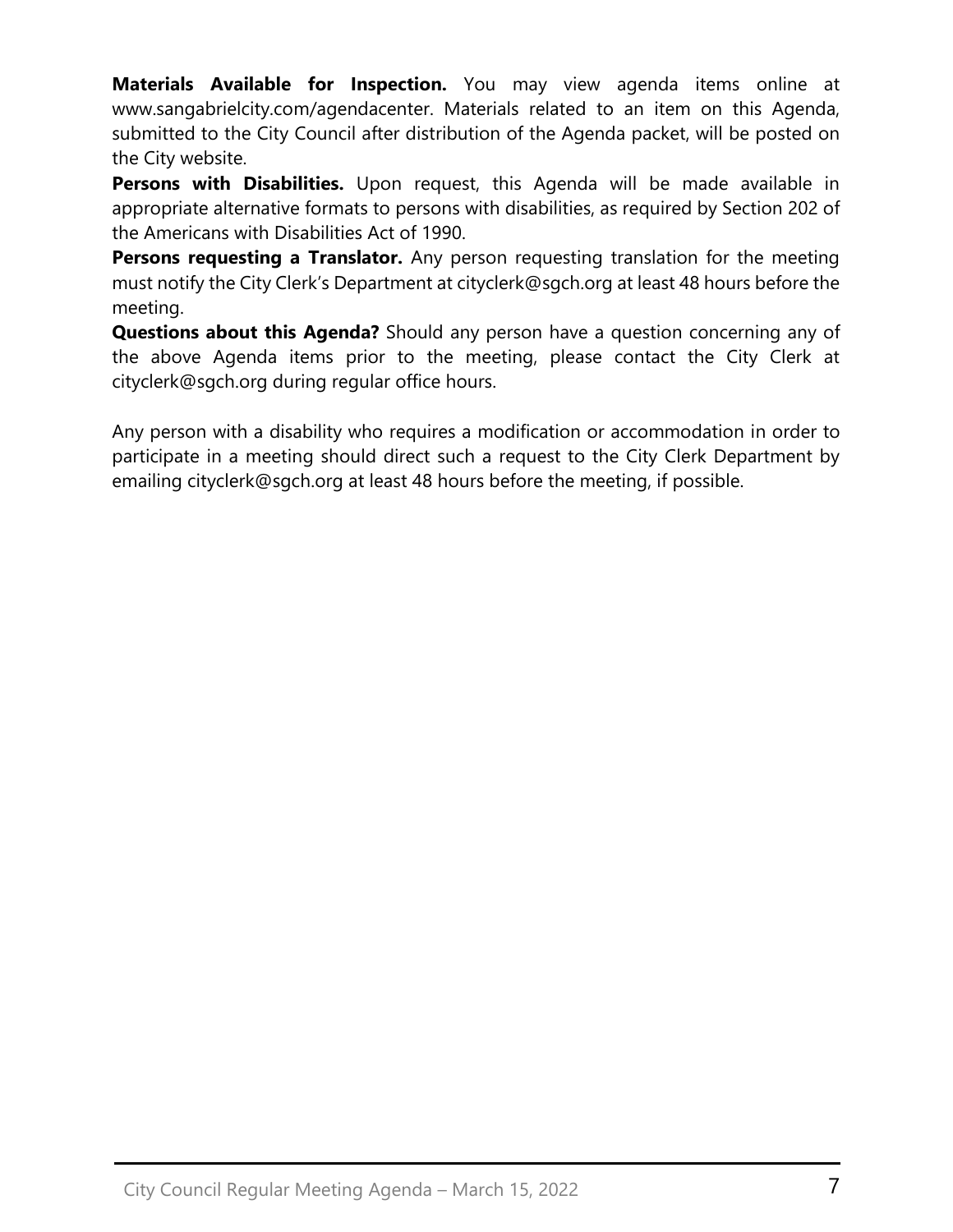**Materials Available for Inspection.** You may view agenda items online at www.sangabrielcity.com/agendacenter. Materials related to an item on this Agenda, submitted to the City Council after distribution of the Agenda packet, will be posted on the City website.

**Persons with Disabilities.** Upon request, this Agenda will be made available in appropriate alternative formats to persons with disabilities, as required by Section 202 of the Americans with Disabilities Act of 1990.

**Persons requesting a Translator.** Any person requesting translation for the meeting must notify the City Clerk's Department at cityclerk@sgch.org at least 48 hours before the meeting.

**Questions about this Agenda?** Should any person have a question concerning any of the above Agenda items prior to the meeting, please contact the City Clerk at cityclerk@sgch.org during regular office hours.

Any person with a disability who requires a modification or accommodation in order to participate in a meeting should direct such a request to the City Clerk Department by emailing cityclerk@sgch.org at least 48 hours before the meeting, if possible.